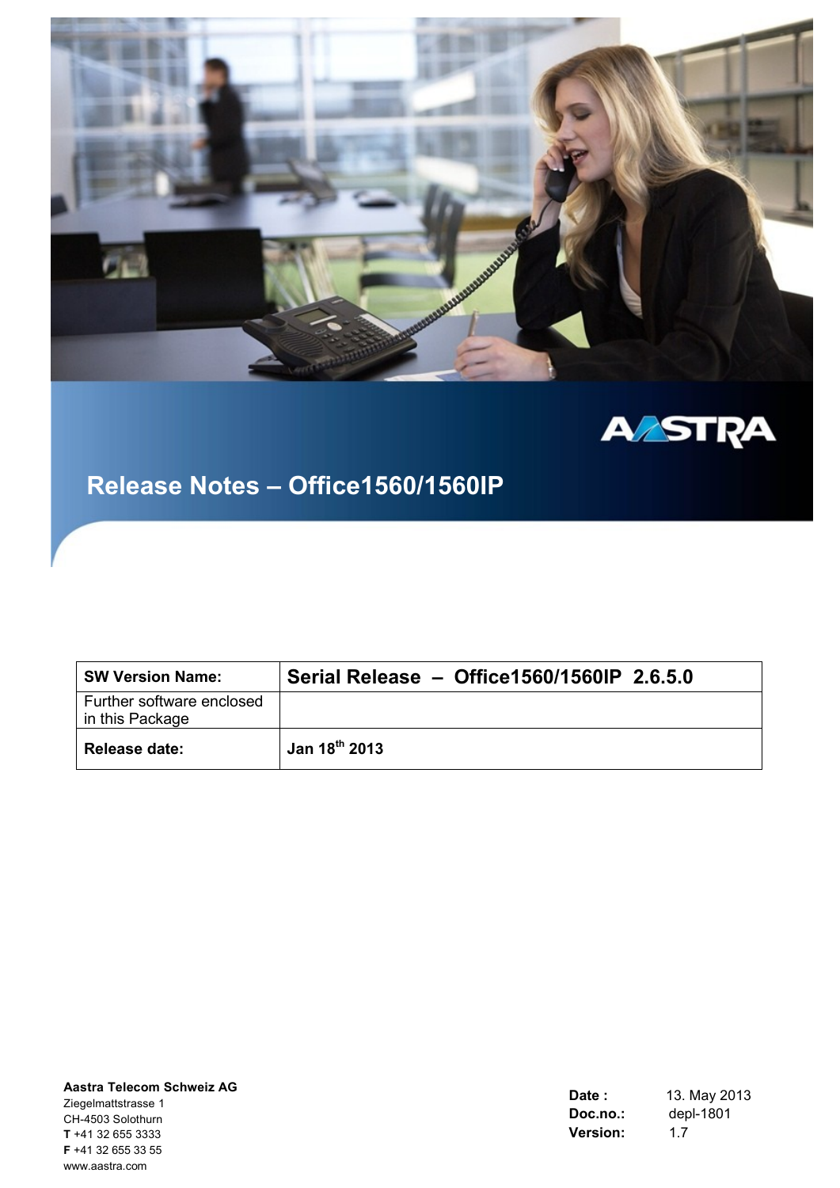AASTRA

# Release Notes – Office1560/1560IP

| SW Version Name: | Serial Release – Office1560/1560IP 2.6.5.0 |
| --- | --- |
| Further software enclosed in this Package | |
| **Release date:** | **Jan 18th 2013** |

**Aastra Telecom Schweiz AG**
Ziegelmattstrasse 1
CH-4503 Solothurn
**T** +41 32 655 3333
**F** +41 32 655 33 55
www.aastra.com

**Date :** 13. May 2013
**Doc.no.:** depl-1801
**Version:** 1.7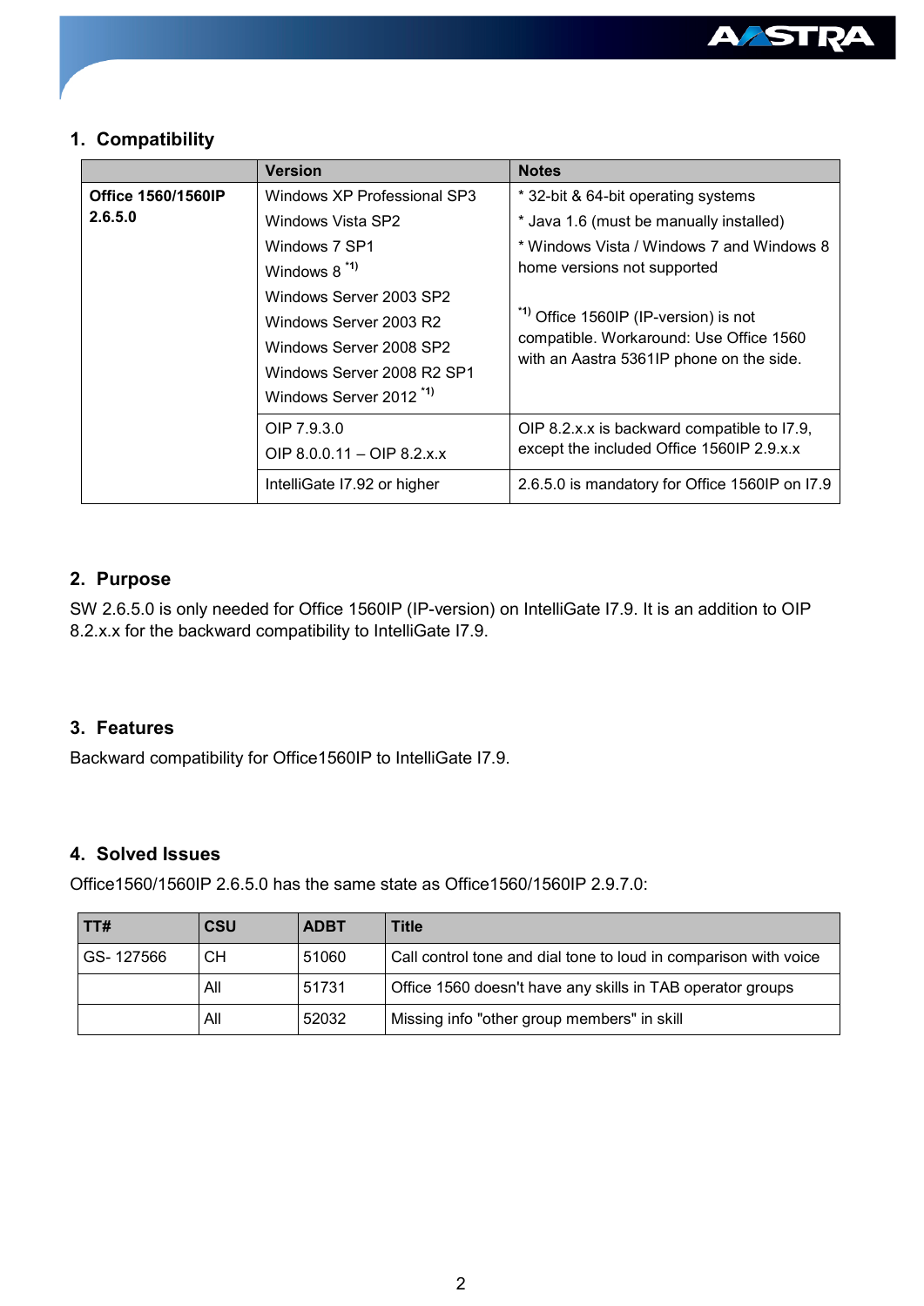## 1. Compatibility

| | Version | Notes |
|---|---|---|
| **Office 1560/1560IP 2.6.5.0** | Windows XP Professional SP3<br>Windows Vista SP2<br>Windows 7 SP1<br>Windows 8 [*1)]<br>Windows Server 2003 SP2<br>Windows Server 2003 R2<br>Windows Server 2008 SP2<br>Windows Server 2008 R2 SP1<br>Windows Server 2012 [*1)] | * 32-bit & 64-bit operating systems<br>* Java 1.6 (must be manually installed)<br>* Windows Vista / Windows 7 and Windows 8 home versions not supported<br><br>[*1)] Office 1560IP (IP-version) is not compatible. Workaround: Use Office 1560 with an Aastra 5361IP phone on the side. |
| | OIP 7.9.3.0<br>OIP 8.0.0.11 – OIP 8.2.x.x | OIP 8.2.x.x is backward compatible to I7.9, except the included Office 1560IP 2.9.x.x |
| | IntelliGate I7.92 or higher | 2.6.5.0 is mandatory for Office 1560IP on I7.9 |

## 2. Purpose

SW 2.6.5.0 is only needed for Office 1560IP (IP-version) on IntelliGate I7.9. It is an addition to OIP 8.2.x.x for the backward compatibility to IntelliGate I7.9.

## 3. Features

Backward compatibility for Office1560IP to IntelliGate I7.9.

## 4. Solved Issues

Office1560/1560IP 2.6.5.0 has the same state as Office1560/1560IP 2.9.7.0:

| TT# | CSU | ADBT | Title |
|---|---|---|---|
| GS- 127566 | CH | 51060 | Call control tone and dial tone to loud in comparison with voice |
| | All | 51731 | Office 1560 doesn't have any skills in TAB operator groups |
| | All | 52032 | Missing info "other group members" in skill |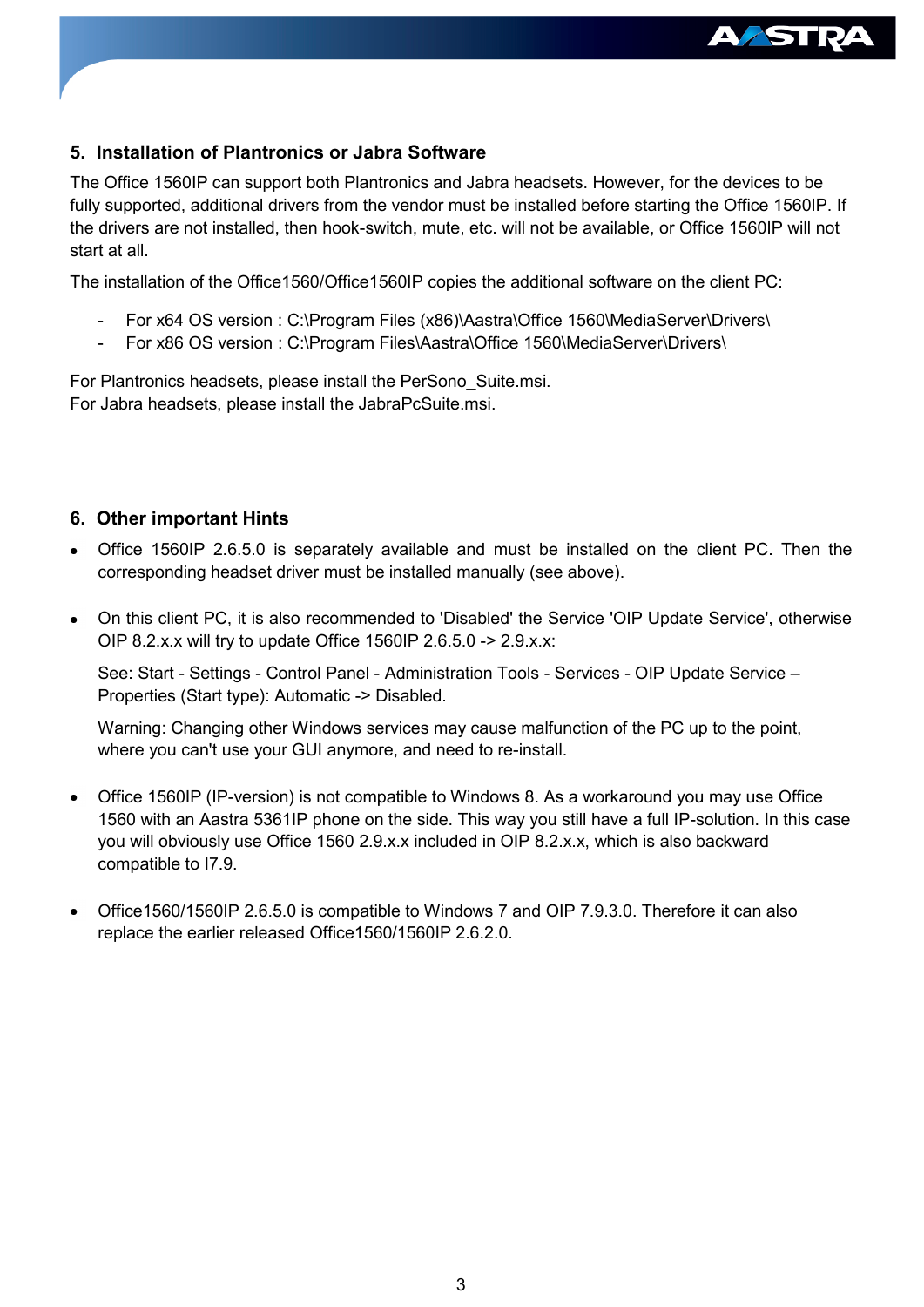## 5. Installation of Plantronics or Jabra Software

The Office 1560IP can support both Plantronics and Jabra headsets. However, for the devices to be fully supported, additional drivers from the vendor must be installed before starting the Office 1560IP. If the drivers are not installed, then hook-switch, mute, etc. will not be available, or Office 1560IP will not start at all.

The installation of the Office1560/Office1560IP copies the additional software on the client PC:

- For x64 OS version : C:\Program Files (x86)\Aastra\Office 1560\MediaServer\Drivers\
- For x86 OS version : C:\Program Files\Aastra\Office 1560\MediaServer\Drivers\

For Plantronics headsets, please install the PerSono_Suite.msi.
For Jabra headsets, please install the JabraPcSuite.msi.

## 6. Other important Hints

- Office 1560IP 2.6.5.0 is separately available and must be installed on the client PC. Then the corresponding headset driver must be installed manually (see above).

- On this client PC, it is also recommended to 'Disabled' the Service 'OIP Update Service', otherwise OIP 8.2.x.x will try to update Office 1560IP 2.6.5.0 -> 2.9.x.x:

  See: Start - Settings - Control Panel - Administration Tools - Services - OIP Update Service – Properties (Start type): Automatic -> Disabled.

  Warning: Changing other Windows services may cause malfunction of the PC up to the point, where you can't use your GUI anymore, and need to re-install.

- Office 1560IP (IP-version) is not compatible to Windows 8. As a workaround you may use Office 1560 with an Aastra 5361IP phone on the side. This way you still have a full IP-solution. In this case you will obviously use Office 1560 2.9.x.x included in OIP 8.2.x.x, which is also backward compatible to I7.9.

- Office1560/1560IP 2.6.5.0 is compatible to Windows 7 and OIP 7.9.3.0. Therefore it can also replace the earlier released Office1560/1560IP 2.6.2.0.